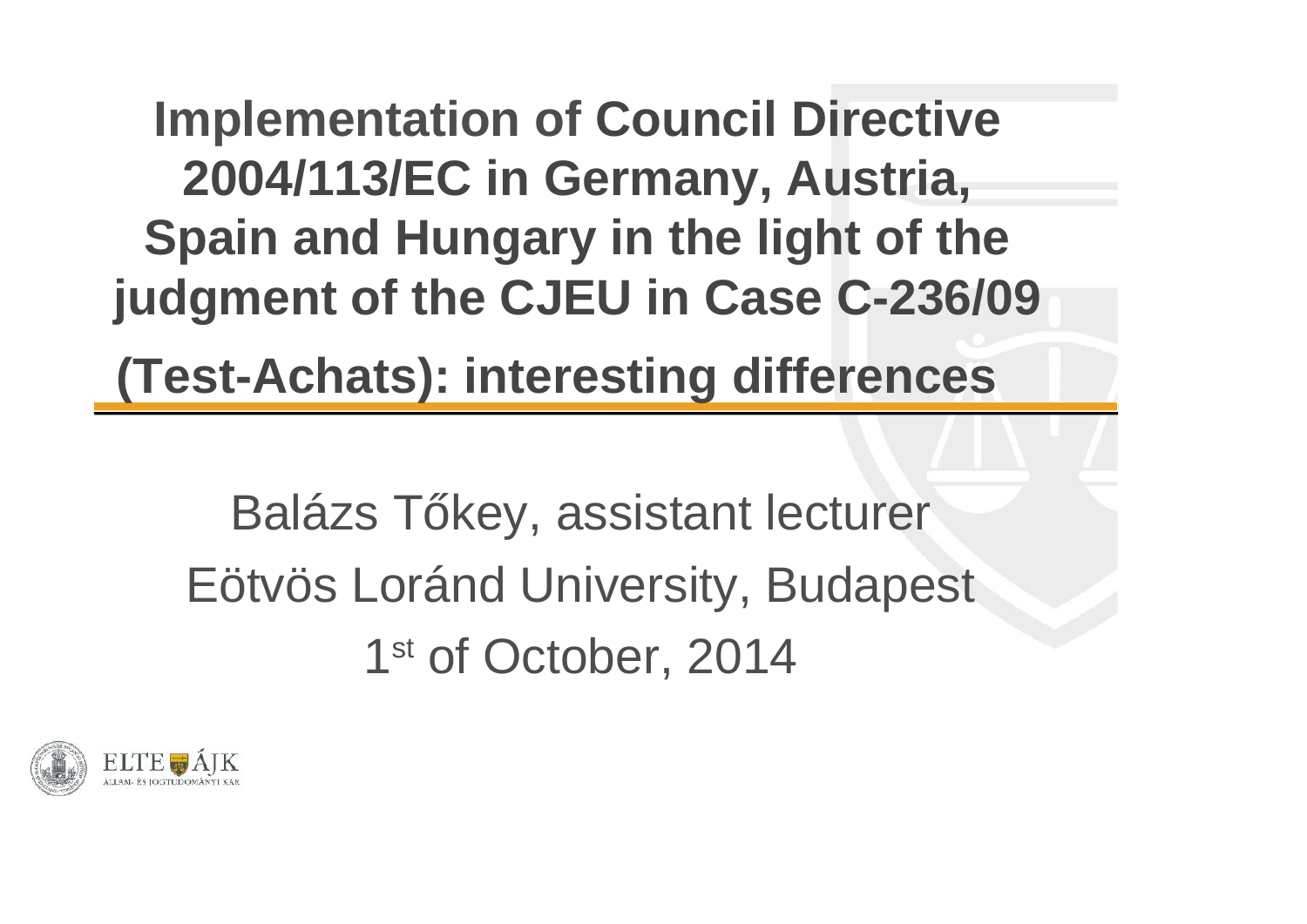# Implementation of Council Directive 2004/113/EC in Germany, Austria, Spain and Hungary in the light of the judgment of the CJEU in Case C-236/09 (Test-Achats): interesting differences

Balázs Tőkey, assistant lecturer

Eötvös Loránd University, Budapest

1st of October, 2014

ELTE ÁJK
ÁLLAM- ÉS JOGTUDOMÁNYI KAR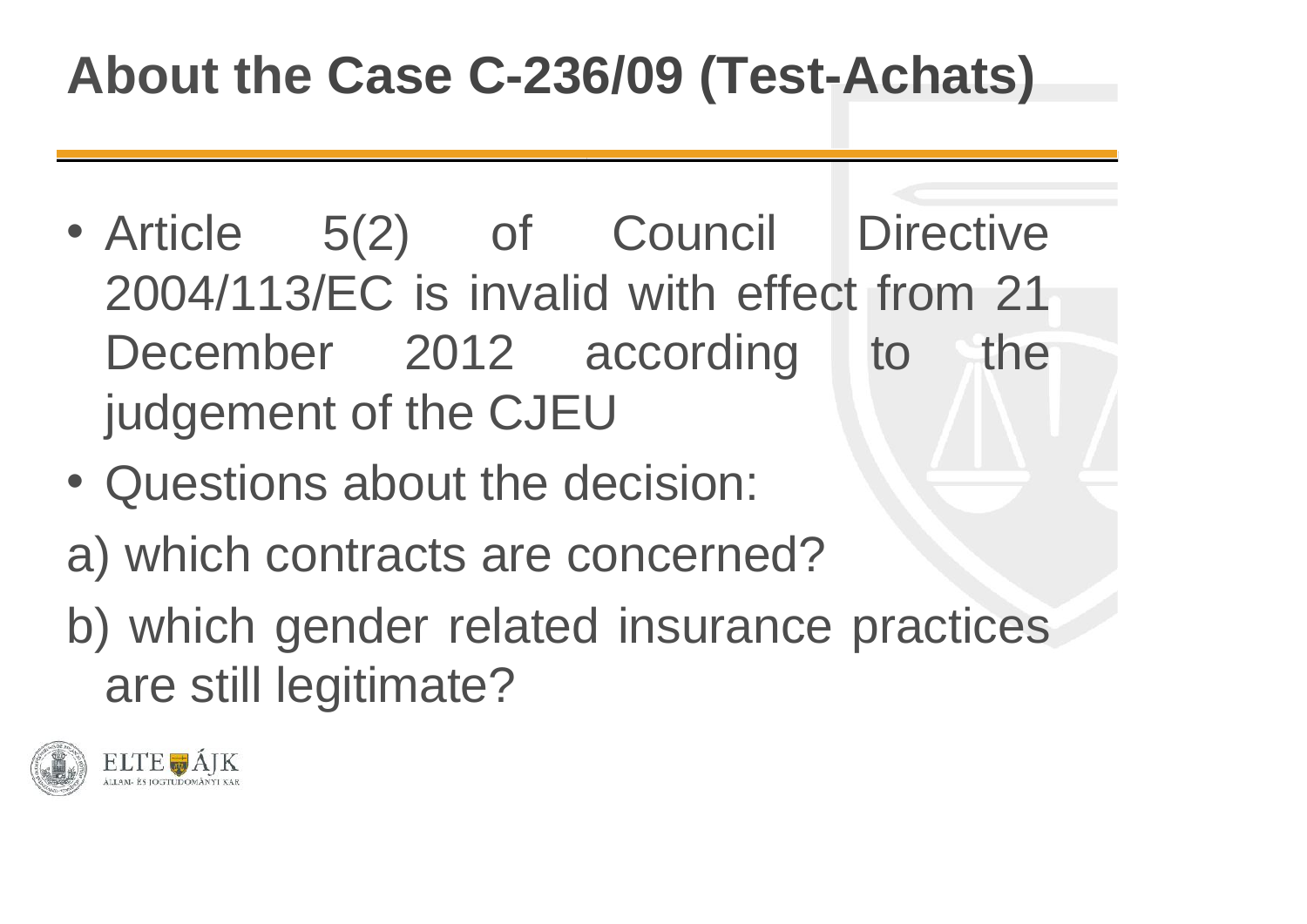# About the Case C-236/09 (Test-Achats)

- Article 5(2) of Council Directive 2004/113/EC is invalid with effect from 21 December 2012 according to the judgement of the CJEU
- Questions about the decision:

a) which contracts are concerned?

b) which gender related insurance practices are still legitimate?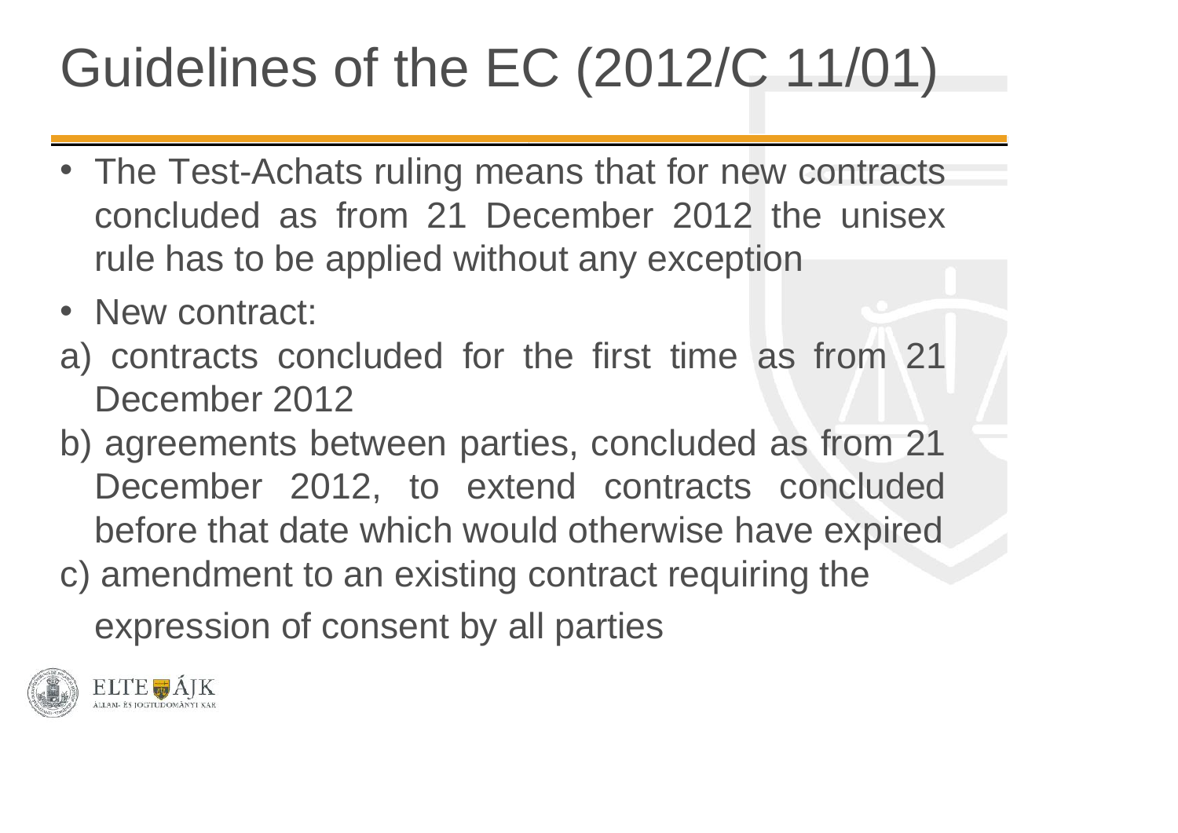# Guidelines of the EC (2012/C 11/01)

- The Test-Achats ruling means that for new contracts concluded as from 21 December 2012 the unisex rule has to be applied without any exception
- New contract:

a) contracts concluded for the first time as from 21 December 2012

b) agreements between parties, concluded as from 21 December 2012, to extend contracts concluded before that date which would otherwise have expired

c) amendment to an existing contract requiring the expression of consent by all parties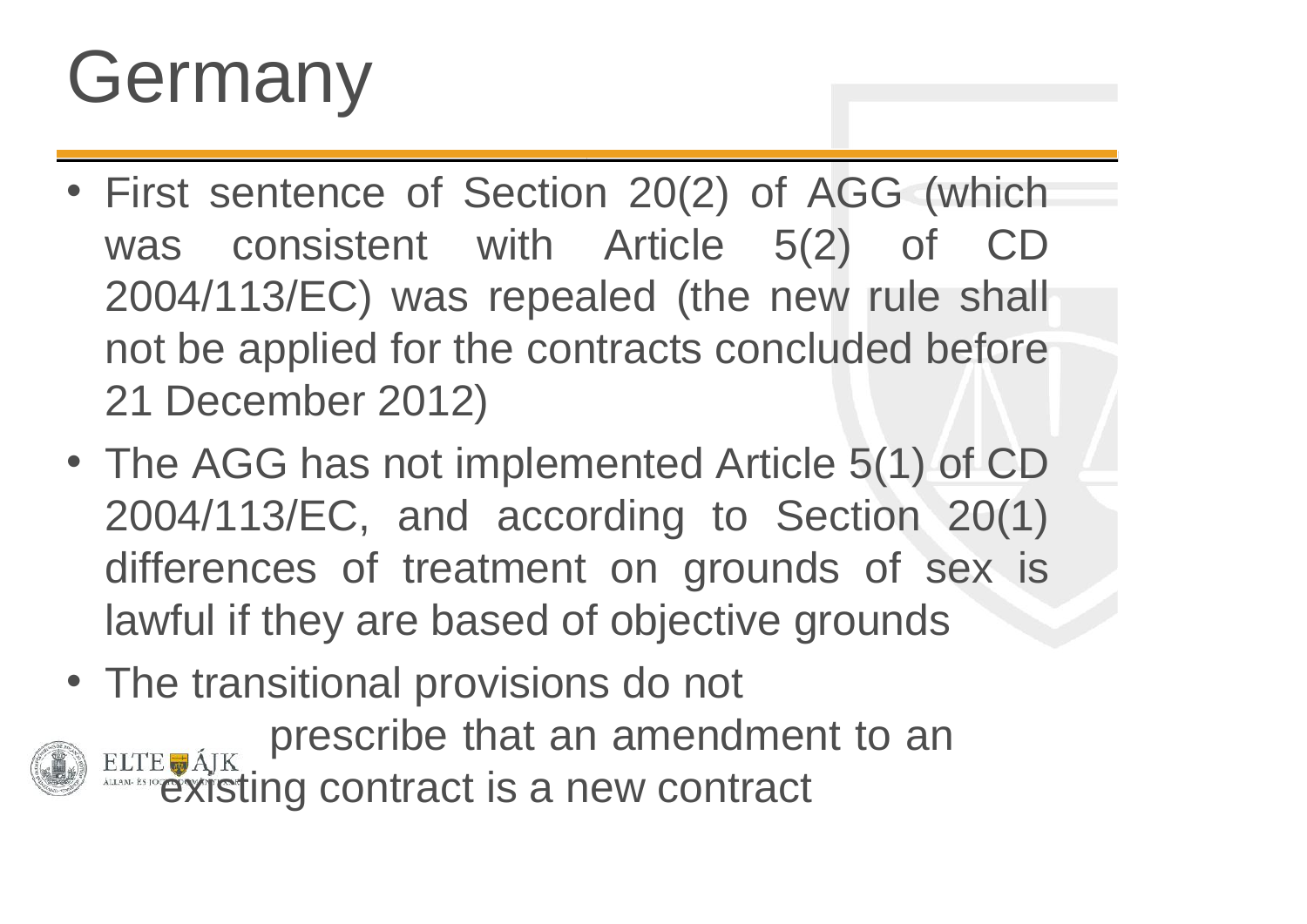# Germany

- First sentence of Section 20(2) of AGG (which was consistent with Article 5(2) of CD 2004/113/EC) was repealed (the new rule shall not be applied for the contracts concluded before 21 December 2012)
- The AGG has not implemented Article 5(1) of CD 2004/113/EC, and according to Section 20(1) differences of treatment on grounds of sex is lawful if they are based of objective grounds
- The transitional provisions do not prescribe that an amendment to an existing contract is a new contract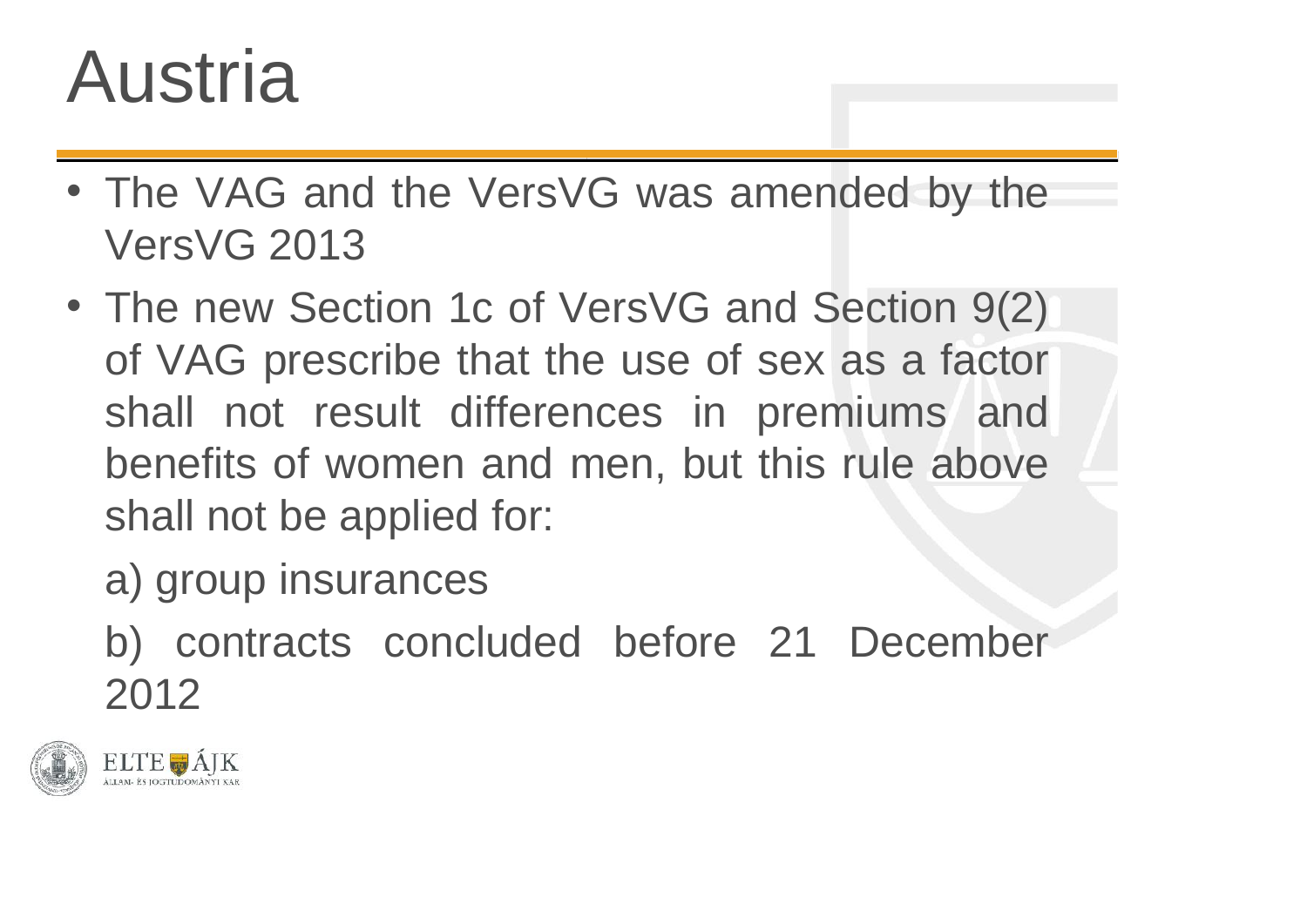# Austria

- The VAG and the VersVG was amended by the VersVG 2013
- The new Section 1c of VersVG and Section 9(2) of VAG prescribe that the use of sex as a factor shall not result differences in premiums and benefits of women and men, but this rule above shall not be applied for:

  a) group insurances

  b) contracts concluded before 21 December 2012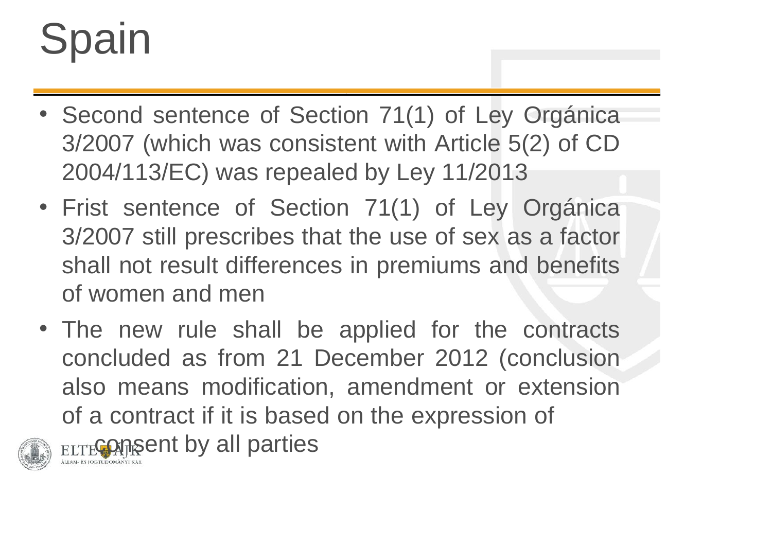# Spain

- Second sentence of Section 71(1) of Ley Orgánica 3/2007 (which was consistent with Article 5(2) of CD 2004/113/EC) was repealed by Ley 11/2013
- Frist sentence of Section 71(1) of Ley Orgánica 3/2007 still prescribes that the use of sex as a factor shall not result differences in premiums and benefits of women and men
- The new rule shall be applied for the contracts concluded as from 21 December 2012 (conclusion also means modification, amendment or extension of a contract if it is based on the expression of consent by all parties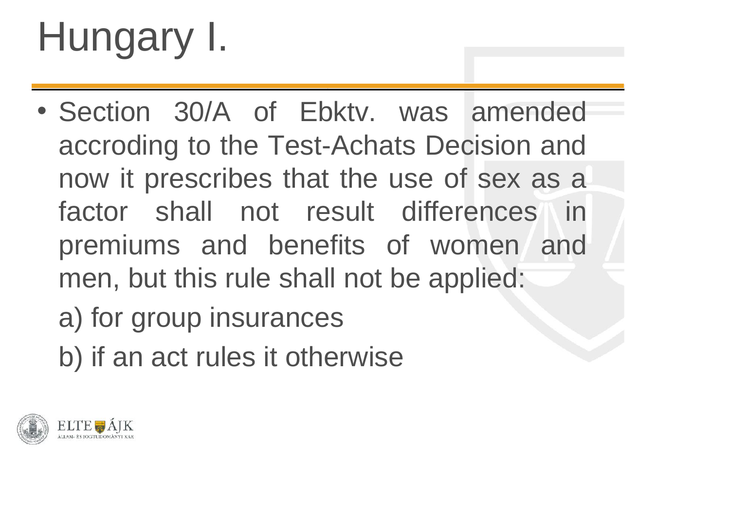# Hungary I.

- Section 30/A of Ebktv. was amended accroding to the Test-Achats Decision and now it prescribes that the use of sex as a factor shall not result differences in premiums and benefits of women and men, but this rule shall not be applied:

  a) for group insurances

  b) if an act rules it otherwise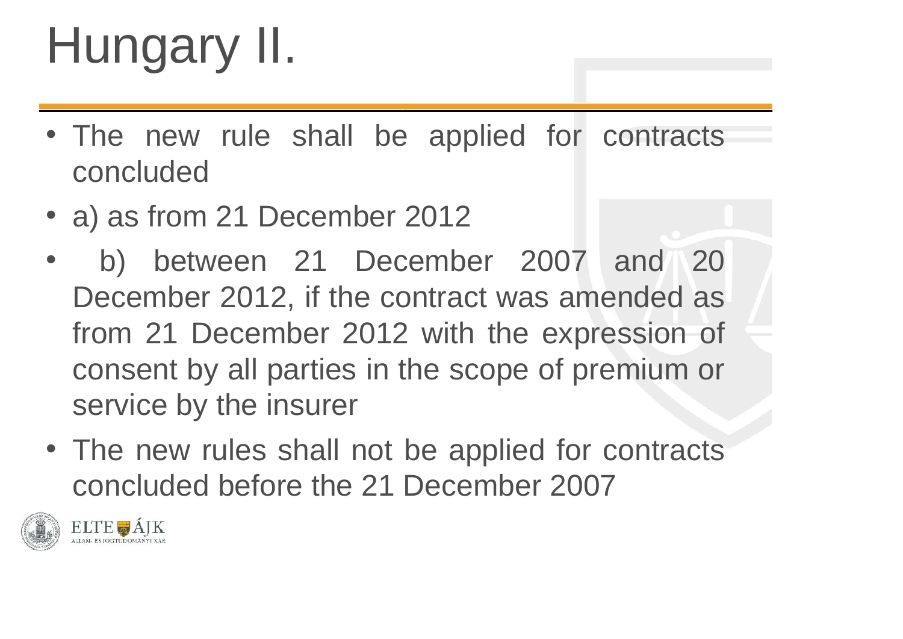# Hungary II.

- The new rule shall be applied for contracts concluded
- a) as from 21 December 2012
- b) between 21 December 2007 and 20 December 2012, if the contract was amended as from 21 December 2012 with the expression of consent by all parties in the scope of premium or service by the insurer
- The new rules shall not be applied for contracts concluded before the 21 December 2007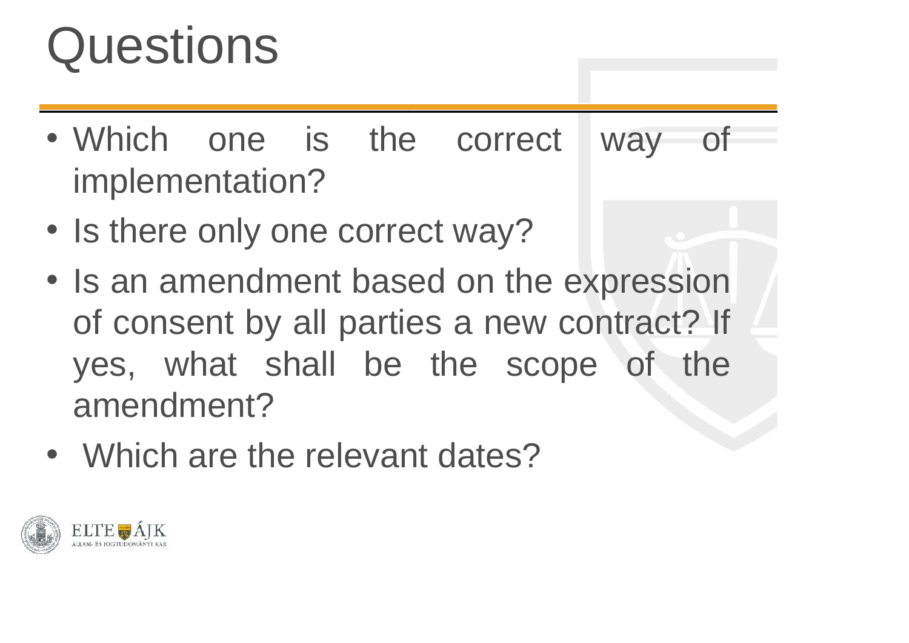# Questions

- Which one is the correct way of implementation?
- Is there only one correct way?
- Is an amendment based on the expression of consent by all parties a new contract? If yes, what shall be the scope of the amendment?
- Which are the relevant dates?